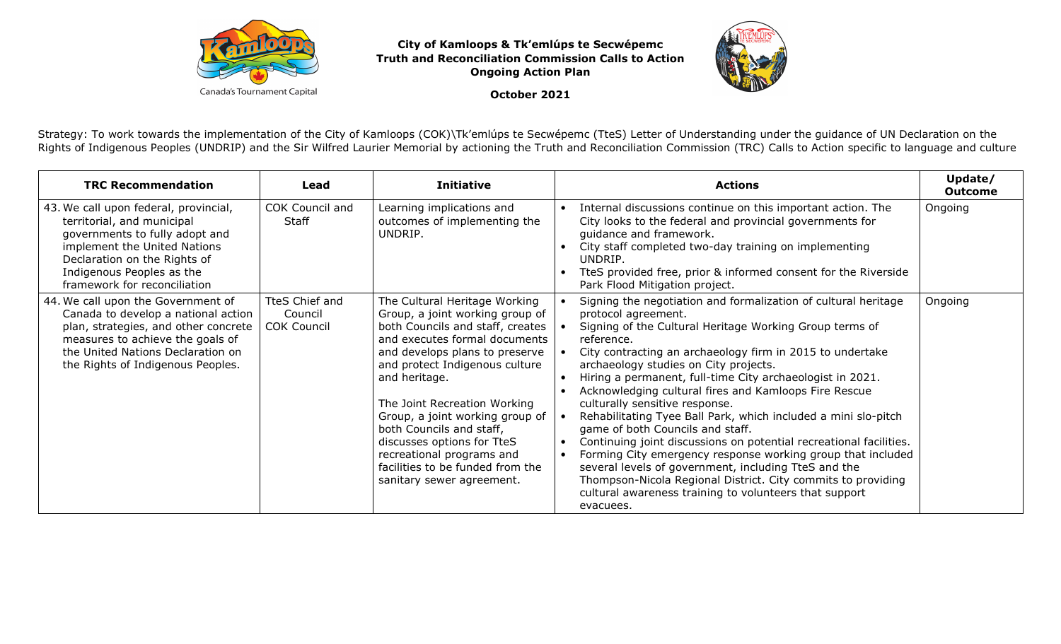Canada's Tournament Capital

# City of Kamloops & Tk'emlúps te Secwépemc Truth and Reconciliation Commission Calls to Action Ongoing Action Plan

**October 2021**

Strategy: To work towards the implementation of the City of Kamloops (COK)\Tk'emlúps te Secwépemc (TteS) Letter of Understanding under the guidance of UN Declaration on the Rights of Indigenous Peoples (UNDRIP) and the Sir Wilfred Laurier Memorial by actioning the Truth and Reconciliation Commission (TRC) Calls to Action specific to language and culture

| TRC Recommendation | Lead | Initiative | Actions | Update/ Outcome |
|---|---|---|---|---|
| 43. We call upon federal, provincial, territorial, and municipal governments to fully adopt and implement the United Nations Declaration on the Rights of Indigenous Peoples as the framework for reconciliation | COK Council and Staff | Learning implications and outcomes of implementing the UNDRIP. | • Internal discussions continue on this important action. The City looks to the federal and provincial governments for guidance and framework.<br>• City staff completed two-day training on implementing UNDRIP.<br>• TteS provided free, prior & informed consent for the Riverside Park Flood Mitigation project. | Ongoing |
| 44. We call upon the Government of Canada to develop a national action plan, strategies, and other concrete measures to achieve the goals of the United Nations Declaration on the Rights of Indigenous Peoples. | TteS Chief and Council COK Council | The Cultural Heritage Working Group, a joint working group of both Councils and staff, creates and executes formal documents and develops plans to preserve and protect Indigenous culture and heritage.<br><br>The Joint Recreation Working Group, a joint working group of both Councils and staff, discusses options for TteS recreational programs and facilities to be funded from the sanitary sewer agreement. | • Signing the negotiation and formalization of cultural heritage protocol agreement.<br>• Signing of the Cultural Heritage Working Group terms of reference.<br>• City contracting an archaeology firm in 2015 to undertake archaeology studies on City projects.<br>• Hiring a permanent, full-time City archaeologist in 2021.<br>• Acknowledging cultural fires and Kamloops Fire Rescue culturally sensitive response.<br>• Rehabilitating Tyee Ball Park, which included a mini slo-pitch game of both Councils and staff.<br>• Continuing joint discussions on potential recreational facilities.<br>• Forming City emergency response working group that included several levels of government, including TteS and the Thompson-Nicola Regional District. City commits to providing cultural awareness training to volunteers that support evacuees. | Ongoing |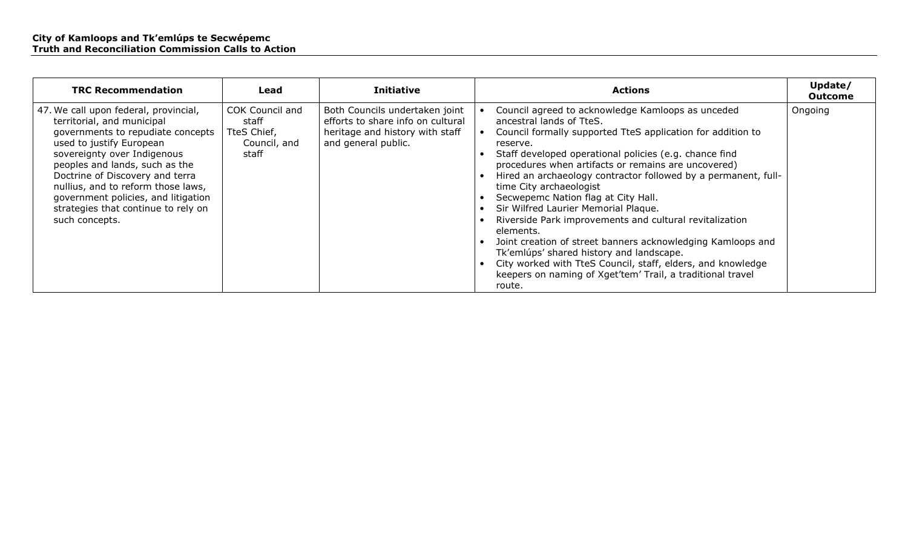| TRC Recommendation | Lead | Initiative | Actions | Update/ Outcome |
| --- | --- | --- | --- | --- |
| 47. We call upon federal, provincial, territorial, and municipal governments to repudiate concepts used to justify European sovereignty over Indigenous peoples and lands, such as the Doctrine of Discovery and terra nullius, and to reform those laws, government policies, and litigation strategies that continue to rely on such concepts. | COK Council and staff<br>TteS Chief, Council, and staff | Both Councils undertaken joint efforts to share info on cultural heritage and history with staff and general public. | • Council agreed to acknowledge Kamloops as unceded ancestral lands of TteS.<br>• Council formally supported TteS application for addition to reserve.<br>• Staff developed operational policies (e.g. chance find procedures when artifacts or remains are uncovered)<br>• Hired an archaeology contractor followed by a permanent, full-time City archaeologist<br>• Secwepemc Nation flag at City Hall.<br>• Sir Wilfred Laurier Memorial Plaque.<br>• Riverside Park improvements and cultural revitalization elements.<br>• Joint creation of street banners acknowledging Kamloops and Tk'emlúps' shared history and landscape.<br>• City worked with TteS Council, staff, elders, and knowledge keepers on naming of Xget'tem' Trail, a traditional travel route. | Ongoing |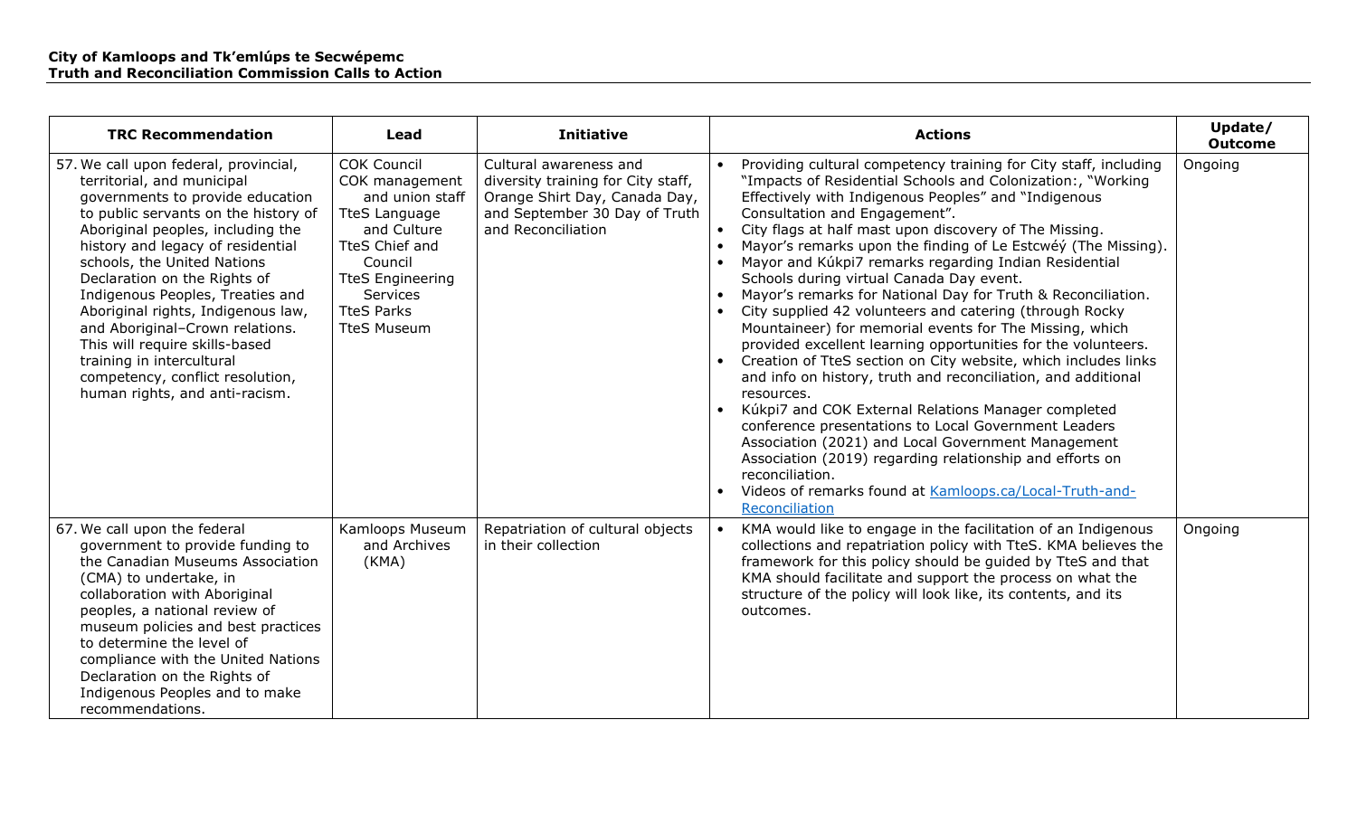**City of Kamloops and Tk'emlúps te Secwépemc**
**Truth and Reconciliation Commission Calls to Action**

| TRC Recommendation | Lead | Initiative | Actions | Update/ Outcome |
|---|---|---|---|---|
| 57. We call upon federal, provincial, territorial, and municipal governments to provide education to public servants on the history of Aboriginal peoples, including the history and legacy of residential schools, the United Nations Declaration on the Rights of Indigenous Peoples, Treaties and Aboriginal rights, Indigenous law, and Aboriginal–Crown relations. This will require skills-based training in intercultural competency, conflict resolution, human rights, and anti-racism. | COK Council<br>COK management and union staff<br>TteS Language and Culture<br>TteS Chief and Council<br>TteS Engineering Services<br>TteS Parks<br>TteS Museum | Cultural awareness and diversity training for City staff, Orange Shirt Day, Canada Day, and September 30 Day of Truth and Reconciliation | • Providing cultural competency training for City staff, including "Impacts of Residential Schools and Colonization:, "Working Effectively with Indigenous Peoples" and "Indigenous Consultation and Engagement".<br>• City flags at half mast upon discovery of The Missing.<br>• Mayor's remarks upon the finding of Le Estcwéý (The Missing).<br>• Mayor and Kúkpi7 remarks regarding Indian Residential Schools during virtual Canada Day event.<br>• Mayor's remarks for National Day for Truth & Reconciliation.<br>• City supplied 42 volunteers and catering (through Rocky Mountaineer) for memorial events for The Missing, which provided excellent learning opportunities for the volunteers.<br>• Creation of TteS section on City website, which includes links and info on history, truth and reconciliation, and additional resources.<br>• Kúkpi7 and COK External Relations Manager completed conference presentations to Local Government Leaders Association (2021) and Local Government Management Association (2019) regarding relationship and efforts on reconciliation.<br>• Videos of remarks found at [Kamloops.ca/Local-Truth-and-Reconciliation](Kamloops.ca/Local-Truth-and-Reconciliation) | Ongoing |
| 67. We call upon the federal government to provide funding to the Canadian Museums Association (CMA) to undertake, in collaboration with Aboriginal peoples, a national review of museum policies and best practices to determine the level of compliance with the United Nations Declaration on the Rights of Indigenous Peoples and to make recommendations. | Kamloops Museum and Archives (KMA) | Repatriation of cultural objects in their collection | • KMA would like to engage in the facilitation of an Indigenous collections and repatriation policy with TteS. KMA believes the framework for this policy should be guided by TteS and that KMA should facilitate and support the process on what the structure of the policy will look like, its contents, and its outcomes. | Ongoing |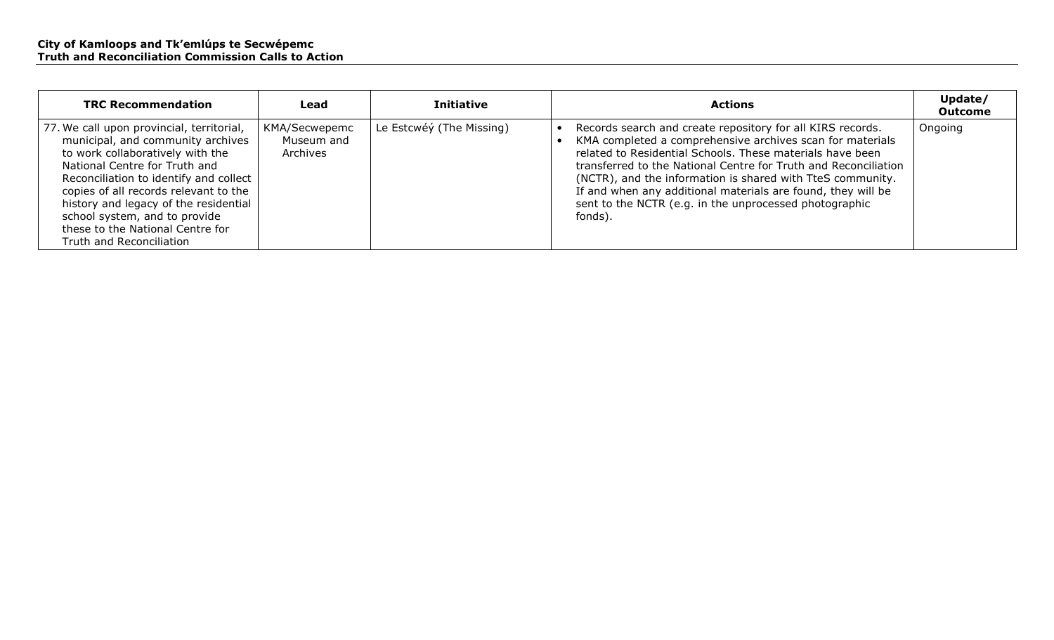| TRC Recommendation | Lead | Initiative | Actions | Update/ Outcome |
| --- | --- | --- | --- | --- |
| 77. We call upon provincial, territorial, municipal, and community archives to work collaboratively with the National Centre for Truth and Reconciliation to identify and collect copies of all records relevant to the history and legacy of the residential school system, and to provide these to the National Centre for Truth and Reconciliation | KMA/Secwepemc Museum and Archives | Le Estcwéý (The Missing) | • Records search and create repository for all KIRS records.<br>• KMA completed a comprehensive archives scan for materials related to Residential Schools. These materials have been transferred to the National Centre for Truth and Reconciliation (NCTR), and the information is shared with TteS community. If and when any additional materials are found, they will be sent to the NCTR (e.g. in the unprocessed photographic fonds). | Ongoing |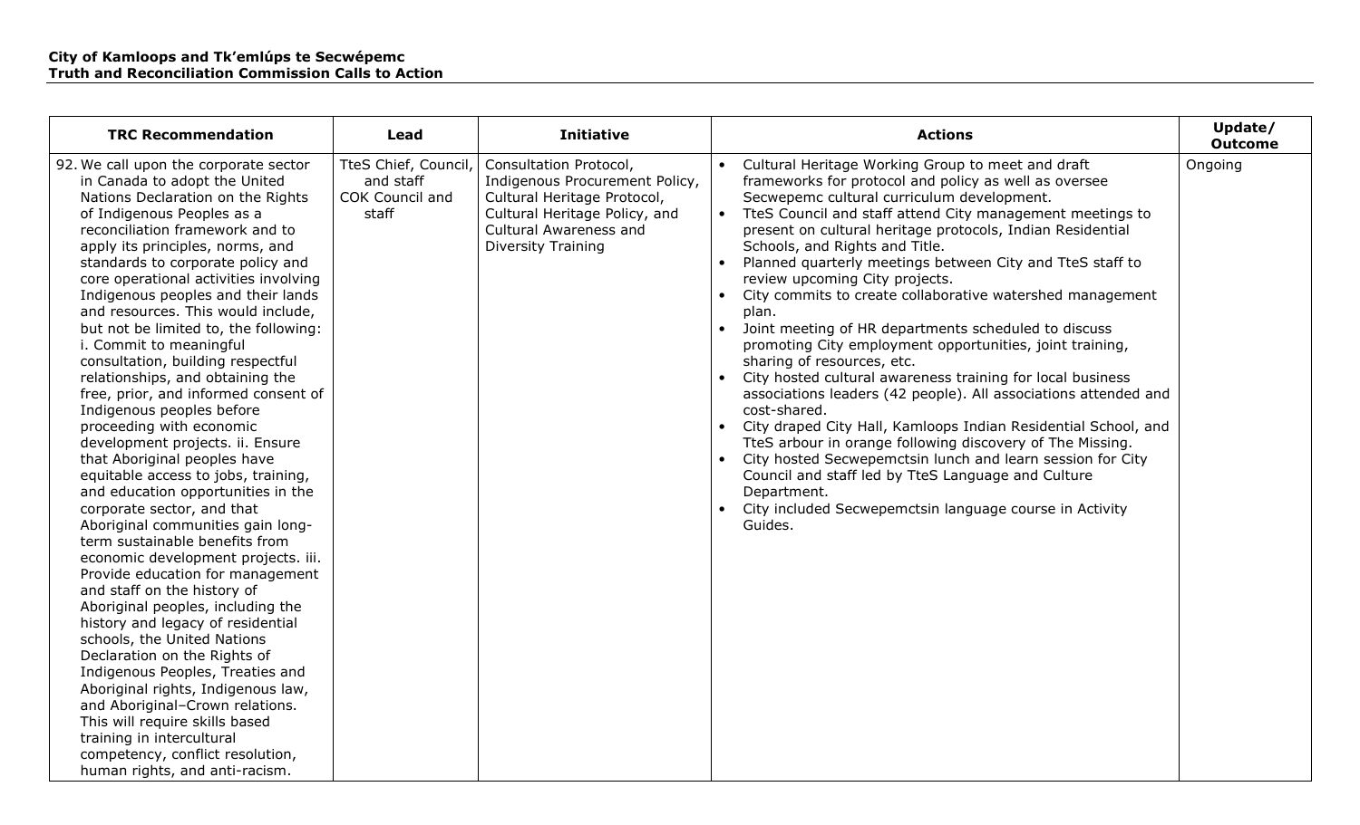| TRC Recommendation | Lead | Initiative | Actions | Update/ Outcome |
|---|---|---|---|---|
| 92. We call upon the corporate sector in Canada to adopt the United Nations Declaration on the Rights of Indigenous Peoples as a reconciliation framework and to apply its principles, norms, and standards to corporate policy and core operational activities involving Indigenous peoples and their lands and resources. This would include, but not be limited to, the following: i. Commit to meaningful consultation, building respectful relationships, and obtaining the free, prior, and informed consent of Indigenous peoples before proceeding with economic development projects. ii. Ensure that Aboriginal peoples have equitable access to jobs, training, and education opportunities in the corporate sector, and that Aboriginal communities gain long-term sustainable benefits from economic development projects. iii. Provide education for management and staff on the history of Aboriginal peoples, including the history and legacy of residential schools, the United Nations Declaration on the Rights of Indigenous Peoples, Treaties and Aboriginal rights, Indigenous law, and Aboriginal–Crown relations. This will require skills based training in intercultural competency, conflict resolution, human rights, and anti-racism. | TteS Chief, Council, and staff COK Council and staff | Consultation Protocol, Indigenous Procurement Policy, Cultural Heritage Protocol, Cultural Heritage Policy, and Cultural Awareness and Diversity Training | • Cultural Heritage Working Group to meet and draft frameworks for protocol and policy as well as oversee Secwepemc cultural curriculum development.<br>• TteS Council and staff attend City management meetings to present on cultural heritage protocols, Indian Residential Schools, and Rights and Title.<br>• Planned quarterly meetings between City and TteS staff to review upcoming City projects.<br>• City commits to create collaborative watershed management plan.<br>• Joint meeting of HR departments scheduled to discuss promoting City employment opportunities, joint training, sharing of resources, etc.<br>• City hosted cultural awareness training for local business associations leaders (42 people). All associations attended and cost-shared.<br>• City draped City Hall, Kamloops Indian Residential School, and TteS arbour in orange following discovery of The Missing.<br>• City hosted Secwepemctsin lunch and learn session for City Council and staff led by TteS Language and Culture Department.<br>• City included Secwepemctsin language course in Activity Guides. | Ongoing |